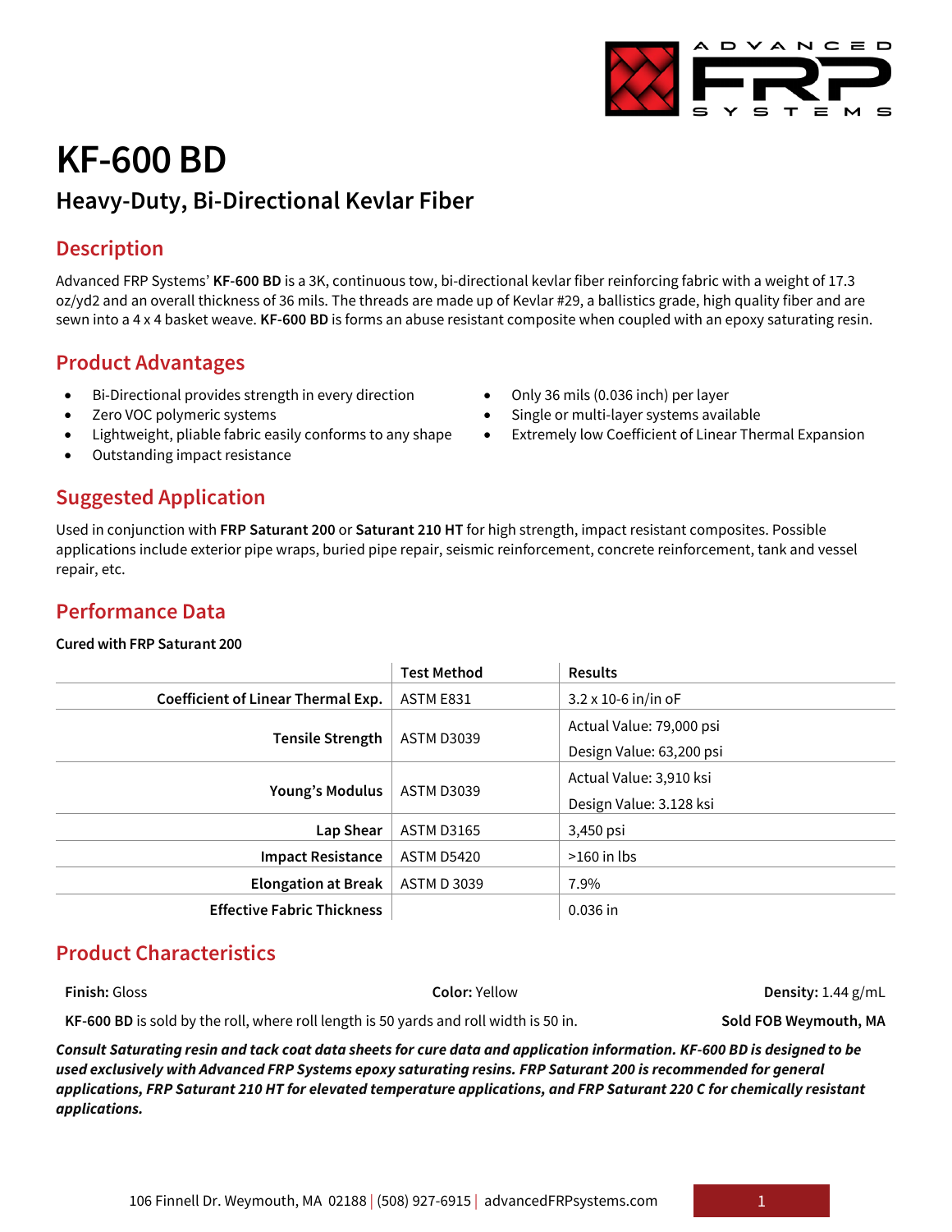# KF-600 BD

## Heavy-Duty, Bi-Directional Kevlar Fiber

## Description

Advanced FRP Systems' **KF-600 BD** is a 3K, continuous tow, bi-directional kevlar fiber reinforcing fabric with a weight of 17.3 oz/yd2 and an overall thickness of 36 mils. The threads are made up of Kevlar #29, a ballistics grade, high quality fiber and are sewn into a 4 x 4 basket weave. **KF-600 BD** is forms an abuse resistant composite when coupled with an epoxy saturating resin.

## Product Advantages

- Bi-Directional provides strength in every direction
- Zero VOC polymeric systems
- Lightweight, pliable fabric easily conforms to any shape
- Outstanding impact resistance
- Only 36 mils (0.036 inch) per layer
- Single or multi-layer systems available
- Extremely low Coefficient of Linear Thermal Expansion

## Suggested Application

Used in conjunction with **FRP Saturant 200** or **Saturant 210 HT** for high strength, impact resistant composites. Possible applications include exterior pipe wraps, buried pipe repair, seismic reinforcement, concrete reinforcement, tank and vessel repair, etc.

## Performance Data

**Cured with FRP Saturant 200**

| | Test Method | Results |
|---|---|---|
| **Coefficient of Linear Thermal Exp.** | ASTM E831 | 3.2 x 10-6 in/in oF |
| **Tensile Strength** | ASTM D3039 | Actual Value: 79,000 psi<br>Design Value: 63,200 psi |
| **Young's Modulus** | ASTM D3039 | Actual Value: 3,910 ksi<br>Design Value: 3.128 ksi |
| **Lap Shear** | ASTM D3165 | 3,450 psi |
| **Impact Resistance** | ASTM D5420 | >160 in lbs |
| **Elongation at Break** | ASTM D 3039 | 7.9% |
| **Effective Fabric Thickness** | | 0.036 in |

## Product Characteristics

**Finish:** Gloss | **Color:** Yellow | **Density:** 1.44 g/mL

**KF-600 BD** is sold by the roll, where roll length is 50 yards and roll width is 50 in. **Sold FOB Weymouth, MA**

***Consult Saturating resin and tack coat data sheets for cure data and application information. KF-600 BD is designed to be used exclusively with Advanced FRP Systems epoxy saturating resins. FRP Saturant 200 is recommended for general applications, FRP Saturant 210 HT for elevated temperature applications, and FRP Saturant 220 C for chemically resistant applications.***

106 Finnell Dr. Weymouth, MA 02188 | (508) 927-6915 | advancedFRPsystems.com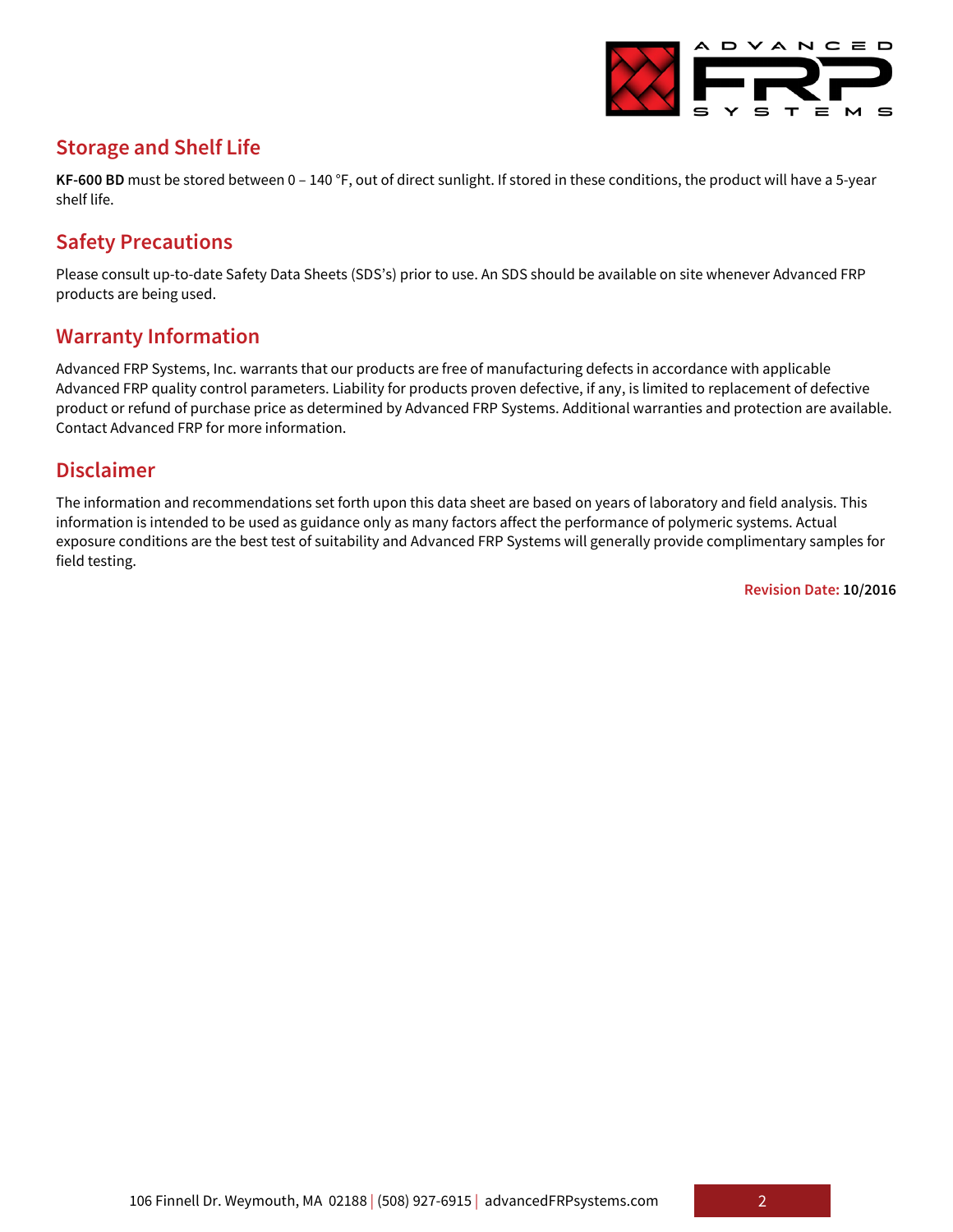## Storage and Shelf Life

**KF-600 BD** must be stored between 0 – 140 °F, out of direct sunlight. If stored in these conditions, the product will have a 5-year shelf life.

## Safety Precautions

Please consult up-to-date Safety Data Sheets (SDS's) prior to use. An SDS should be available on site whenever Advanced FRP products are being used.

## Warranty Information

Advanced FRP Systems, Inc. warrants that our products are free of manufacturing defects in accordance with applicable Advanced FRP quality control parameters. Liability for products proven defective, if any, is limited to replacement of defective product or refund of purchase price as determined by Advanced FRP Systems. Additional warranties and protection are available. Contact Advanced FRP for more information.

## Disclaimer

The information and recommendations set forth upon this data sheet are based on years of laboratory and field analysis. This information is intended to be used as guidance only as many factors affect the performance of polymeric systems. Actual exposure conditions are the best test of suitability and Advanced FRP Systems will generally provide complimentary samples for field testing.

**Revision Date: 10/2016**

106 Finnell Dr. Weymouth, MA 02188 | (508) 927-6915 | advancedFRPsystems.com